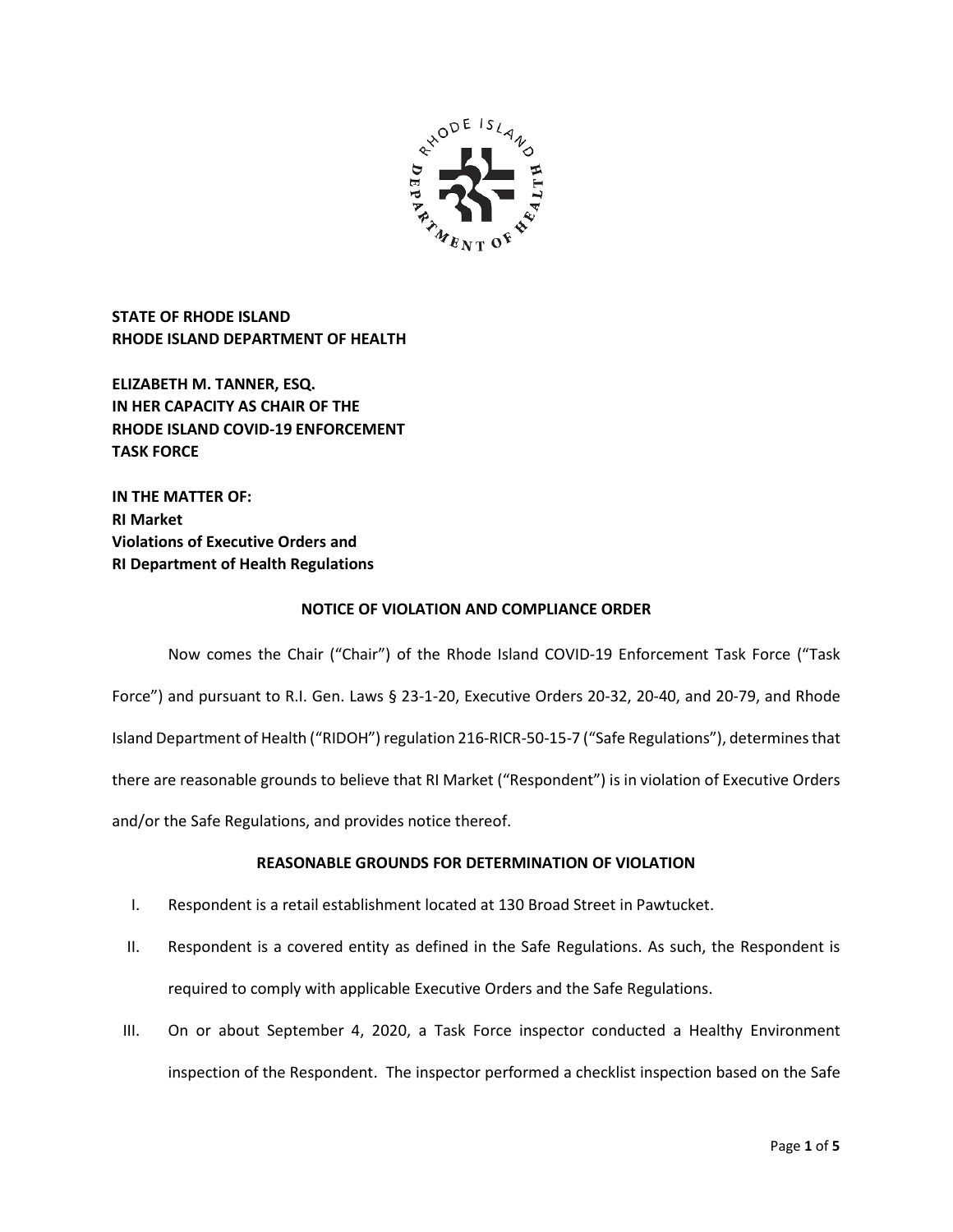**STATE OF RHODE ISLAND**
**RHODE ISLAND DEPARTMENT OF HEALTH**

**ELIZABETH M. TANNER, ESQ.**
**IN HER CAPACITY AS CHAIR OF THE**
**RHODE ISLAND COVID-19 ENFORCEMENT**
**TASK FORCE**

**IN THE MATTER OF:**
**RI Market**
**Violations of Executive Orders and**
**RI Department of Health Regulations**

## NOTICE OF VIOLATION AND COMPLIANCE ORDER

Now comes the Chair ("Chair") of the Rhode Island COVID-19 Enforcement Task Force ("Task Force") and pursuant to R.I. Gen. Laws § 23-1-20, Executive Orders 20-32, 20-40, and 20-79, and Rhode Island Department of Health ("RIDOH") regulation 216-RICR-50-15-7 ("Safe Regulations"), determines that there are reasonable grounds to believe that RI Market ("Respondent") is in violation of Executive Orders and/or the Safe Regulations, and provides notice thereof.

## REASONABLE GROUNDS FOR DETERMINATION OF VIOLATION

I. Respondent is a retail establishment located at 130 Broad Street in Pawtucket.

II. Respondent is a covered entity as defined in the Safe Regulations. As such, the Respondent is required to comply with applicable Executive Orders and the Safe Regulations.

III. On or about September 4, 2020, a Task Force inspector conducted a Healthy Environment inspection of the Respondent. The inspector performed a checklist inspection based on the Safe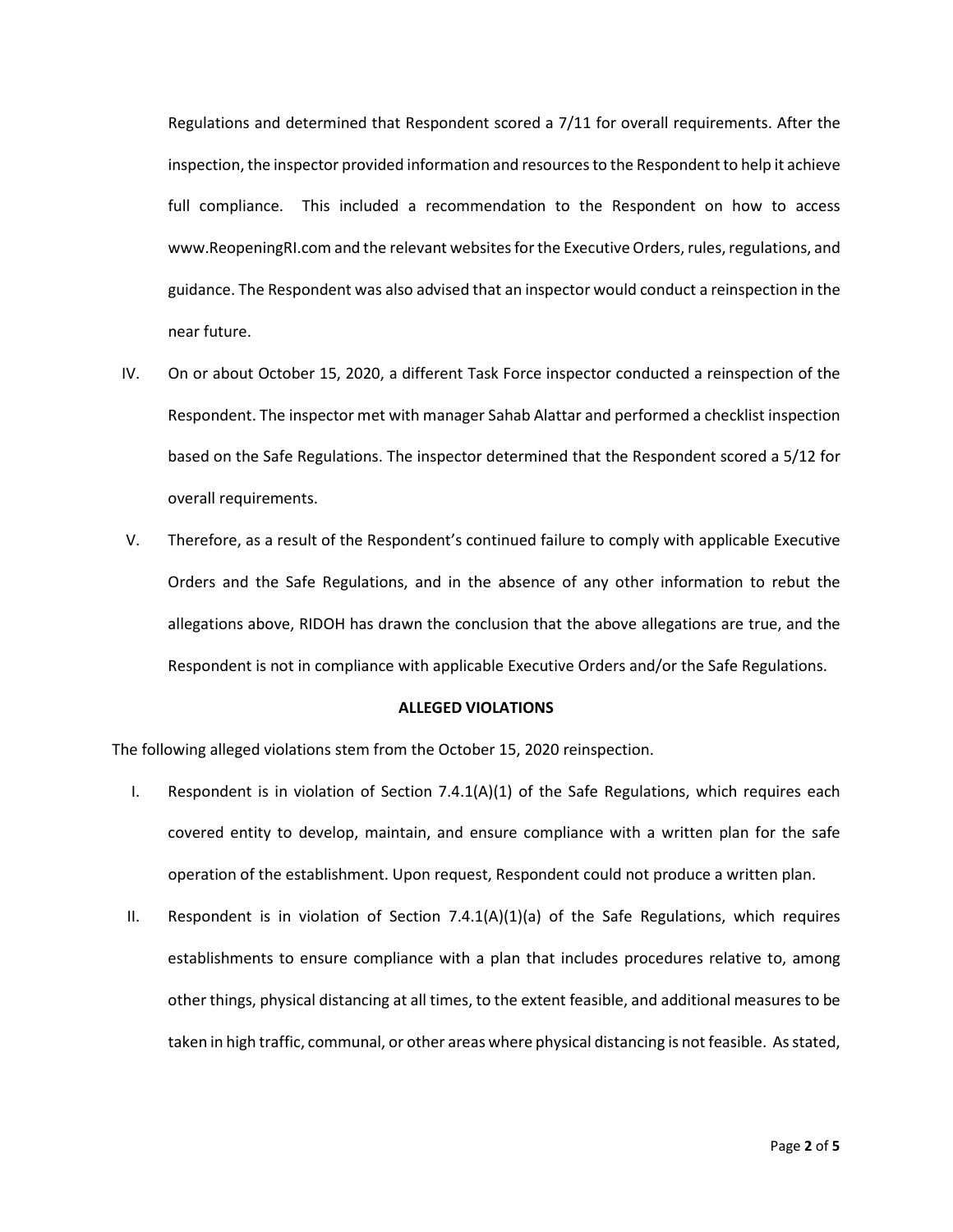Regulations and determined that Respondent scored a 7/11 for overall requirements. After the inspection, the inspector provided information and resources to the Respondent to help it achieve full compliance. This included a recommendation to the Respondent on how to access www.ReopeningRI.com and the relevant websites for the Executive Orders, rules, regulations, and guidance. The Respondent was also advised that an inspector would conduct a reinspection in the near future.

IV. On or about October 15, 2020, a different Task Force inspector conducted a reinspection of the Respondent. The inspector met with manager Sahab Alattar and performed a checklist inspection based on the Safe Regulations. The inspector determined that the Respondent scored a 5/12 for overall requirements.

V. Therefore, as a result of the Respondent's continued failure to comply with applicable Executive Orders and the Safe Regulations, and in the absence of any other information to rebut the allegations above, RIDOH has drawn the conclusion that the above allegations are true, and the Respondent is not in compliance with applicable Executive Orders and/or the Safe Regulations.

**ALLEGED VIOLATIONS**

The following alleged violations stem from the October 15, 2020 reinspection.

I. Respondent is in violation of Section 7.4.1(A)(1) of the Safe Regulations, which requires each covered entity to develop, maintain, and ensure compliance with a written plan for the safe operation of the establishment. Upon request, Respondent could not produce a written plan.

II. Respondent is in violation of Section 7.4.1(A)(1)(a) of the Safe Regulations, which requires establishments to ensure compliance with a plan that includes procedures relative to, among other things, physical distancing at all times, to the extent feasible, and additional measures to be taken in high traffic, communal, or other areas where physical distancing is not feasible. As stated,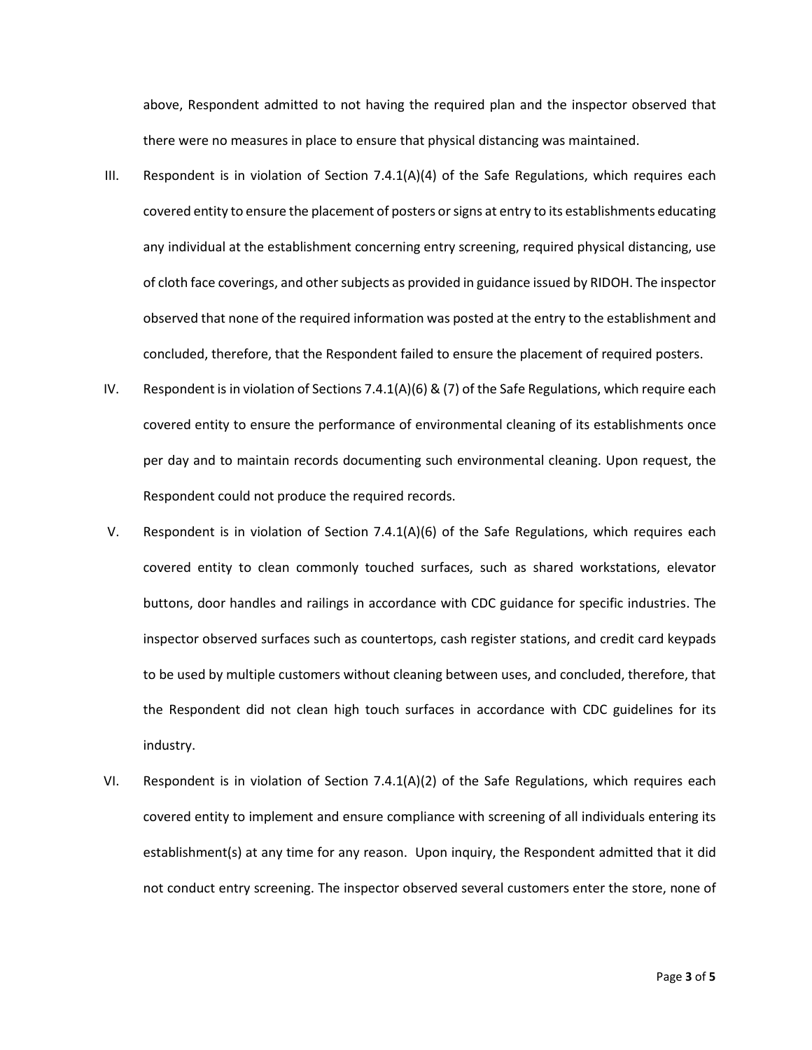above, Respondent admitted to not having the required plan and the inspector observed that there were no measures in place to ensure that physical distancing was maintained.

III. Respondent is in violation of Section 7.4.1(A)(4) of the Safe Regulations, which requires each covered entity to ensure the placement of posters or signs at entry to its establishments educating any individual at the establishment concerning entry screening, required physical distancing, use of cloth face coverings, and other subjects as provided in guidance issued by RIDOH. The inspector observed that none of the required information was posted at the entry to the establishment and concluded, therefore, that the Respondent failed to ensure the placement of required posters.

IV. Respondent is in violation of Sections 7.4.1(A)(6) & (7) of the Safe Regulations, which require each covered entity to ensure the performance of environmental cleaning of its establishments once per day and to maintain records documenting such environmental cleaning. Upon request, the Respondent could not produce the required records.

V. Respondent is in violation of Section 7.4.1(A)(6) of the Safe Regulations, which requires each covered entity to clean commonly touched surfaces, such as shared workstations, elevator buttons, door handles and railings in accordance with CDC guidance for specific industries. The inspector observed surfaces such as countertops, cash register stations, and credit card keypads to be used by multiple customers without cleaning between uses, and concluded, therefore, that the Respondent did not clean high touch surfaces in accordance with CDC guidelines for its industry.

VI. Respondent is in violation of Section 7.4.1(A)(2) of the Safe Regulations, which requires each covered entity to implement and ensure compliance with screening of all individuals entering its establishment(s) at any time for any reason. Upon inquiry, the Respondent admitted that it did not conduct entry screening. The inspector observed several customers enter the store, none of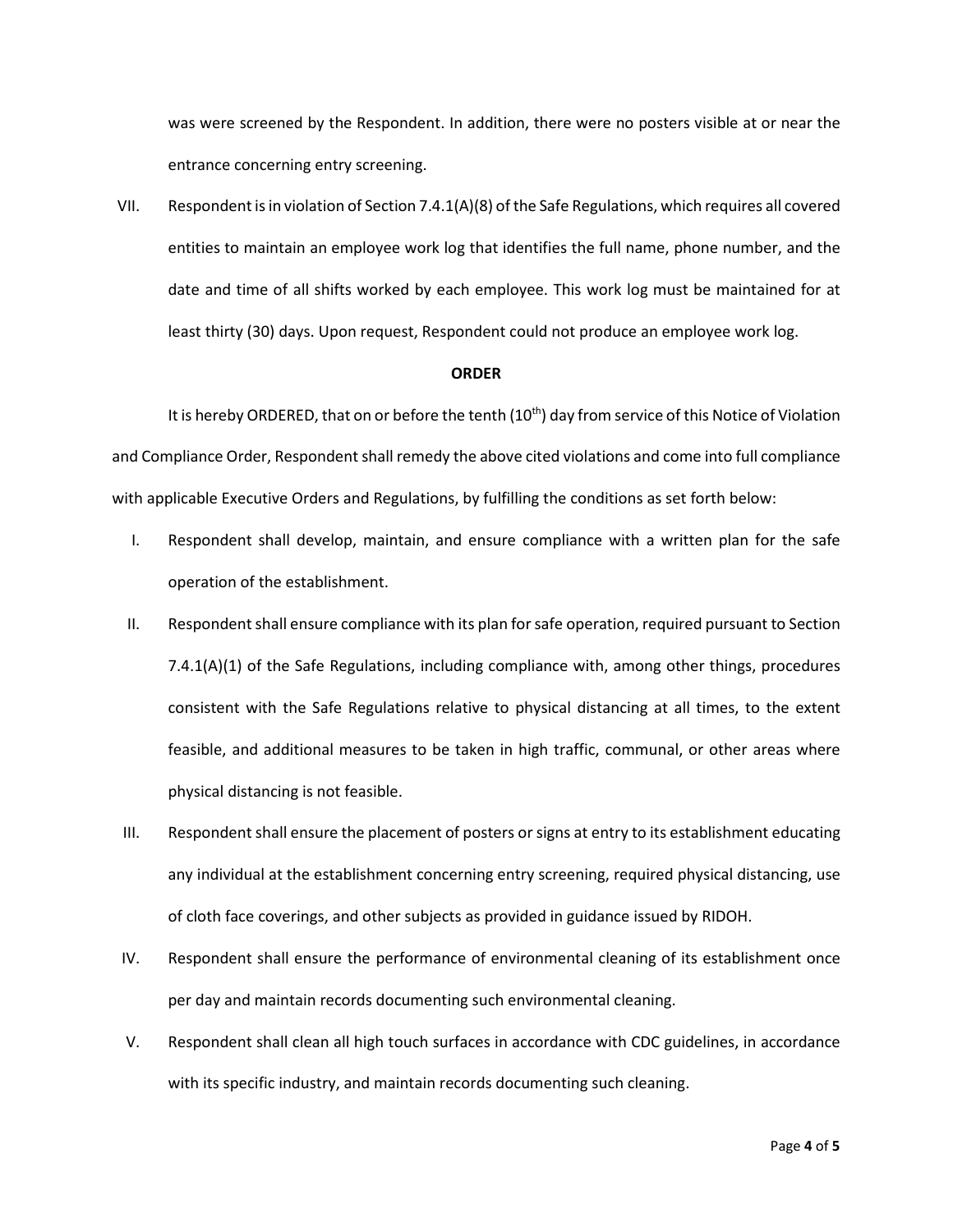was were screened by the Respondent. In addition, there were no posters visible at or near the entrance concerning entry screening.

VII. Respondent is in violation of Section 7.4.1(A)(8) of the Safe Regulations, which requires all covered entities to maintain an employee work log that identifies the full name, phone number, and the date and time of all shifts worked by each employee. This work log must be maintained for at least thirty (30) days. Upon request, Respondent could not produce an employee work log.

**ORDER**

It is hereby ORDERED, that on or before the tenth (10th) day from service of this Notice of Violation and Compliance Order, Respondent shall remedy the above cited violations and come into full compliance with applicable Executive Orders and Regulations, by fulfilling the conditions as set forth below:

I. Respondent shall develop, maintain, and ensure compliance with a written plan for the safe operation of the establishment.

II. Respondent shall ensure compliance with its plan for safe operation, required pursuant to Section 7.4.1(A)(1) of the Safe Regulations, including compliance with, among other things, procedures consistent with the Safe Regulations relative to physical distancing at all times, to the extent feasible, and additional measures to be taken in high traffic, communal, or other areas where physical distancing is not feasible.

III. Respondent shall ensure the placement of posters or signs at entry to its establishment educating any individual at the establishment concerning entry screening, required physical distancing, use of cloth face coverings, and other subjects as provided in guidance issued by RIDOH.

IV. Respondent shall ensure the performance of environmental cleaning of its establishment once per day and maintain records documenting such environmental cleaning.

V. Respondent shall clean all high touch surfaces in accordance with CDC guidelines, in accordance with its specific industry, and maintain records documenting such cleaning.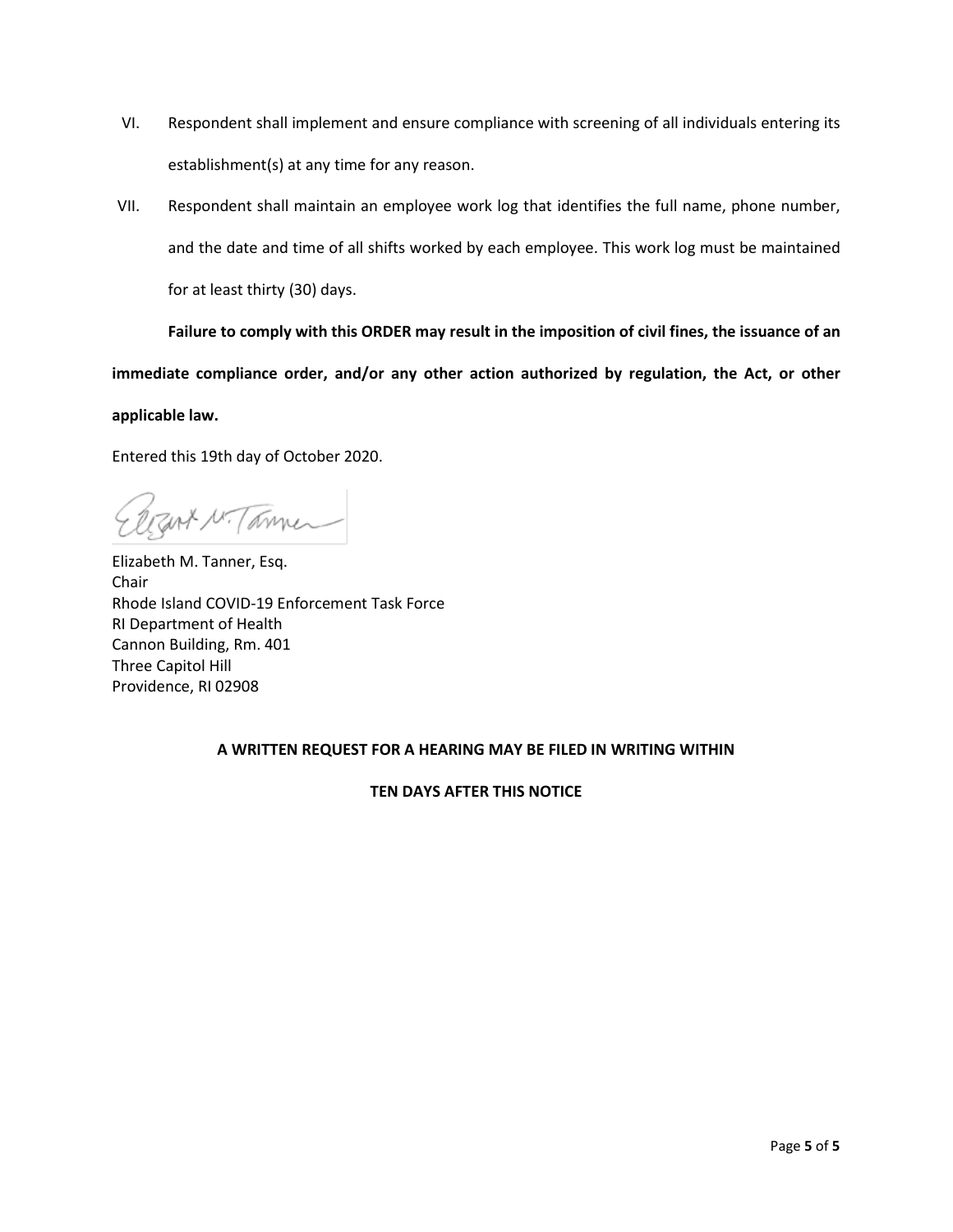VI. Respondent shall implement and ensure compliance with screening of all individuals entering its establishment(s) at any time for any reason.

VII. Respondent shall maintain an employee work log that identifies the full name, phone number, and the date and time of all shifts worked by each employee. This work log must be maintained for at least thirty (30) days.

**Failure to comply with this ORDER may result in the imposition of civil fines, the issuance of an immediate compliance order, and/or any other action authorized by regulation, the Act, or other applicable law.**

Entered this 19th day of October 2020.

Elizabeth M. Tanner, Esq.
Chair
Rhode Island COVID-19 Enforcement Task Force
RI Department of Health
Cannon Building, Rm. 401
Three Capitol Hill
Providence, RI 02908

**A WRITTEN REQUEST FOR A HEARING MAY BE FILED IN WRITING WITHIN**

**TEN DAYS AFTER THIS NOTICE**